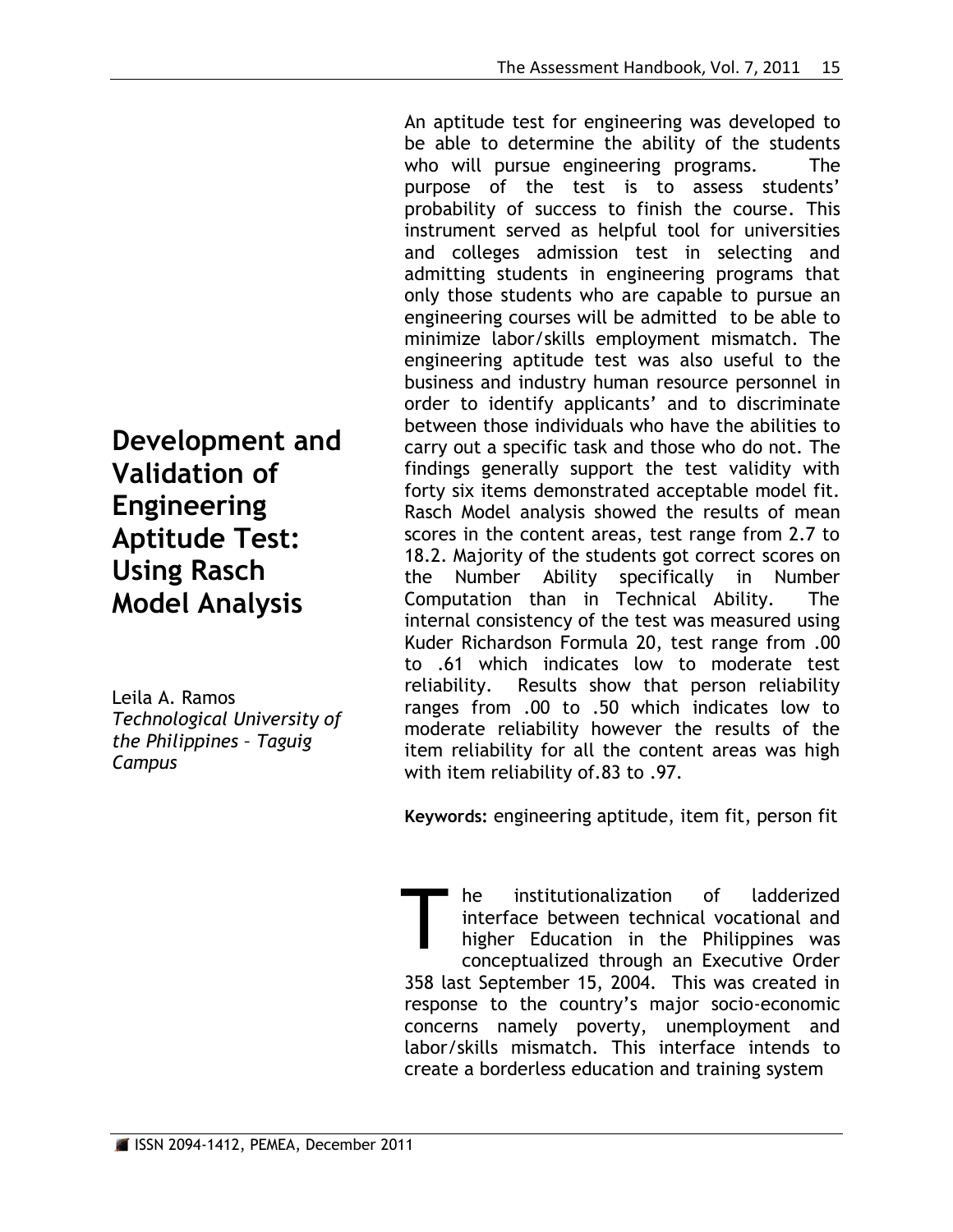# Development and Validation of Engineering Aptitude Test: Using Rasch Model Analysis

Leila A. Ramos
*Technological University of the Philippines – Taguig Campus*

An aptitude test for engineering was developed to be able to determine the ability of the students who will pursue engineering programs. The purpose of the test is to assess students' probability of success to finish the course. This instrument served as helpful tool for universities and colleges admission test in selecting and admitting students in engineering programs that only those students who are capable to pursue an engineering courses will be admitted to be able to minimize labor/skills employment mismatch. The engineering aptitude test was also useful to the business and industry human resource personnel in order to identify applicants' and to discriminate between those individuals who have the abilities to carry out a specific task and those who do not. The findings generally support the test validity with forty six items demonstrated acceptable model fit. Rasch Model analysis showed the results of mean scores in the content areas, test range from 2.7 to 18.2. Majority of the students got correct scores on the Number Ability specifically in Number Computation than in Technical Ability. The internal consistency of the test was measured using Kuder Richardson Formula 20, test range from .00 to .61 which indicates low to moderate test reliability. Results show that person reliability ranges from .00 to .50 which indicates low to moderate reliability however the results of the item reliability for all the content areas was high with item reliability of.83 to .97.

**Keywords:** engineering aptitude, item fit, person fit

The institutionalization of ladderized interface between technical vocational and higher Education in the Philippines was conceptualized through an Executive Order 358 last September 15, 2004. This was created in response to the country's major socio-economic concerns namely poverty, unemployment and labor/skills mismatch. This interface intends to create a borderless education and training system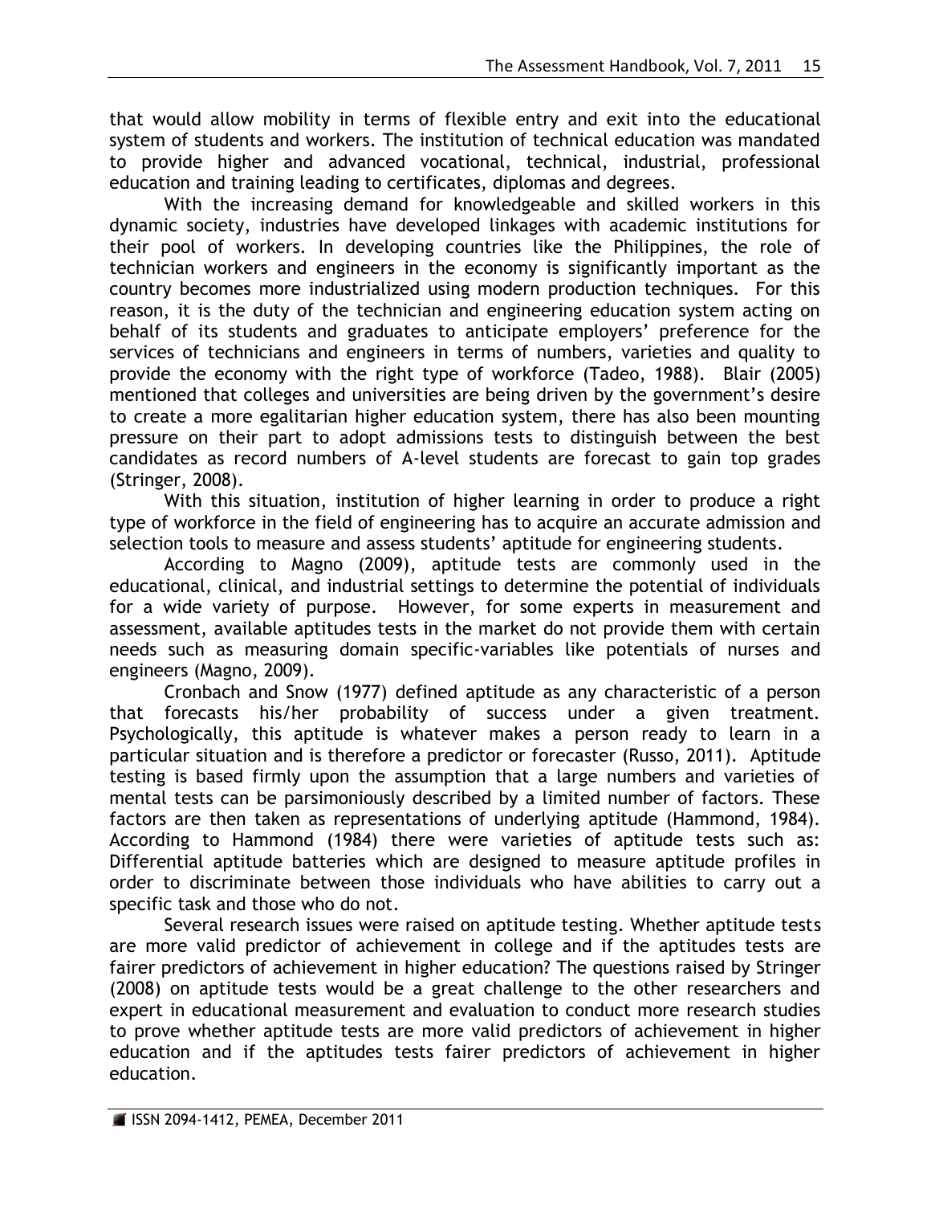that would allow mobility in terms of flexible entry and exit into the educational system of students and workers. The institution of technical education was mandated to provide higher and advanced vocational, technical, industrial, professional education and training leading to certificates, diplomas and degrees.

With the increasing demand for knowledgeable and skilled workers in this dynamic society, industries have developed linkages with academic institutions for their pool of workers. In developing countries like the Philippines, the role of technician workers and engineers in the economy is significantly important as the country becomes more industrialized using modern production techniques. For this reason, it is the duty of the technician and engineering education system acting on behalf of its students and graduates to anticipate employers' preference for the services of technicians and engineers in terms of numbers, varieties and quality to provide the economy with the right type of workforce (Tadeo, 1988). Blair (2005) mentioned that colleges and universities are being driven by the government's desire to create a more egalitarian higher education system, there has also been mounting pressure on their part to adopt admissions tests to distinguish between the best candidates as record numbers of A-level students are forecast to gain top grades (Stringer, 2008).

With this situation, institution of higher learning in order to produce a right type of workforce in the field of engineering has to acquire an accurate admission and selection tools to measure and assess students' aptitude for engineering students.

According to Magno (2009), aptitude tests are commonly used in the educational, clinical, and industrial settings to determine the potential of individuals for a wide variety of purpose. However, for some experts in measurement and assessment, available aptitudes tests in the market do not provide them with certain needs such as measuring domain specific-variables like potentials of nurses and engineers (Magno, 2009).

Cronbach and Snow (1977) defined aptitude as any characteristic of a person that forecasts his/her probability of success under a given treatment. Psychologically, this aptitude is whatever makes a person ready to learn in a particular situation and is therefore a predictor or forecaster (Russo, 2011). Aptitude testing is based firmly upon the assumption that a large numbers and varieties of mental tests can be parsimoniously described by a limited number of factors. These factors are then taken as representations of underlying aptitude (Hammond, 1984). According to Hammond (1984) there were varieties of aptitude tests such as: Differential aptitude batteries which are designed to measure aptitude profiles in order to discriminate between those individuals who have abilities to carry out a specific task and those who do not.

Several research issues were raised on aptitude testing. Whether aptitude tests are more valid predictor of achievement in college and if the aptitudes tests are fairer predictors of achievement in higher education? The questions raised by Stringer (2008) on aptitude tests would be a great challenge to the other researchers and expert in educational measurement and evaluation to conduct more research studies to prove whether aptitude tests are more valid predictors of achievement in higher education and if the aptitudes tests fairer predictors of achievement in higher education.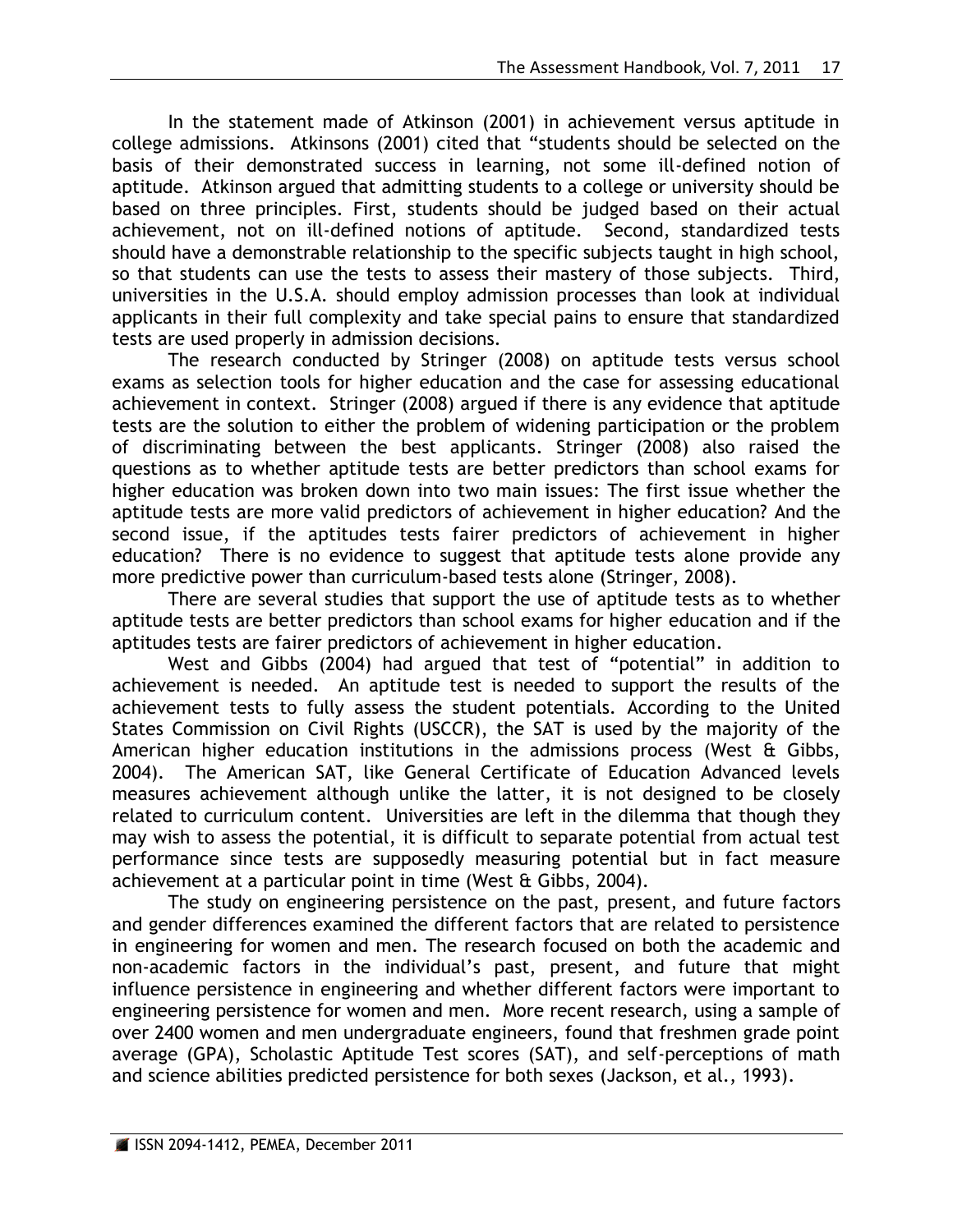In the statement made of Atkinson (2001) in achievement versus aptitude in college admissions. Atkinsons (2001) cited that "students should be selected on the basis of their demonstrated success in learning, not some ill-defined notion of aptitude. Atkinson argued that admitting students to a college or university should be based on three principles. First, students should be judged based on their actual achievement, not on ill-defined notions of aptitude. Second, standardized tests should have a demonstrable relationship to the specific subjects taught in high school, so that students can use the tests to assess their mastery of those subjects. Third, universities in the U.S.A. should employ admission processes than look at individual applicants in their full complexity and take special pains to ensure that standardized tests are used properly in admission decisions.

The research conducted by Stringer (2008) on aptitude tests versus school exams as selection tools for higher education and the case for assessing educational achievement in context. Stringer (2008) argued if there is any evidence that aptitude tests are the solution to either the problem of widening participation or the problem of discriminating between the best applicants. Stringer (2008) also raised the questions as to whether aptitude tests are better predictors than school exams for higher education was broken down into two main issues: The first issue whether the aptitude tests are more valid predictors of achievement in higher education? And the second issue, if the aptitudes tests fairer predictors of achievement in higher education? There is no evidence to suggest that aptitude tests alone provide any more predictive power than curriculum-based tests alone (Stringer, 2008).

There are several studies that support the use of aptitude tests as to whether aptitude tests are better predictors than school exams for higher education and if the aptitudes tests are fairer predictors of achievement in higher education.

West and Gibbs (2004) had argued that test of "potential" in addition to achievement is needed. An aptitude test is needed to support the results of the achievement tests to fully assess the student potentials. According to the United States Commission on Civil Rights (USCCR), the SAT is used by the majority of the American higher education institutions in the admissions process (West & Gibbs, 2004). The American SAT, like General Certificate of Education Advanced levels measures achievement although unlike the latter, it is not designed to be closely related to curriculum content. Universities are left in the dilemma that though they may wish to assess the potential, it is difficult to separate potential from actual test performance since tests are supposedly measuring potential but in fact measure achievement at a particular point in time (West & Gibbs, 2004).

The study on engineering persistence on the past, present, and future factors and gender differences examined the different factors that are related to persistence in engineering for women and men. The research focused on both the academic and non-academic factors in the individual's past, present, and future that might influence persistence in engineering and whether different factors were important to engineering persistence for women and men. More recent research, using a sample of over 2400 women and men undergraduate engineers, found that freshmen grade point average (GPA), Scholastic Aptitude Test scores (SAT), and self-perceptions of math and science abilities predicted persistence for both sexes (Jackson, et al., 1993).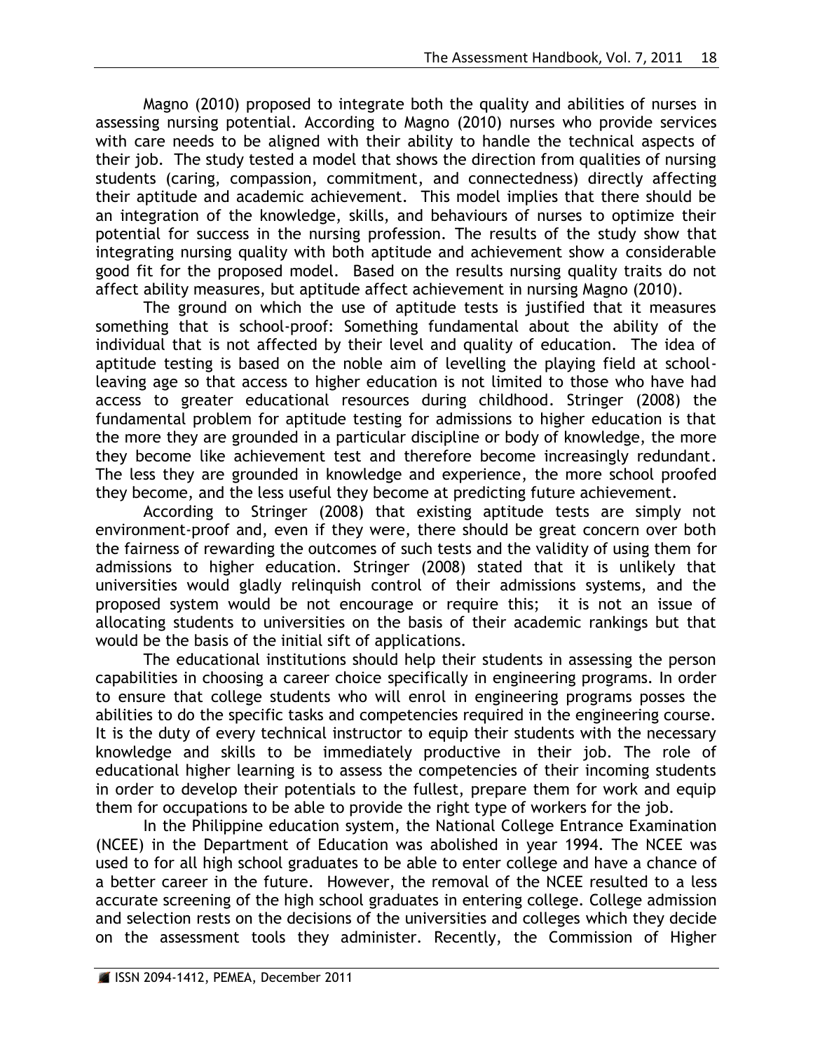Magno (2010) proposed to integrate both the quality and abilities of nurses in assessing nursing potential. According to Magno (2010) nurses who provide services with care needs to be aligned with their ability to handle the technical aspects of their job. The study tested a model that shows the direction from qualities of nursing students (caring, compassion, commitment, and connectedness) directly affecting their aptitude and academic achievement. This model implies that there should be an integration of the knowledge, skills, and behaviours of nurses to optimize their potential for success in the nursing profession. The results of the study show that integrating nursing quality with both aptitude and achievement show a considerable good fit for the proposed model. Based on the results nursing quality traits do not affect ability measures, but aptitude affect achievement in nursing Magno (2010).

The ground on which the use of aptitude tests is justified that it measures something that is school-proof: Something fundamental about the ability of the individual that is not affected by their level and quality of education. The idea of aptitude testing is based on the noble aim of levelling the playing field at school-leaving age so that access to higher education is not limited to those who have had access to greater educational resources during childhood. Stringer (2008) the fundamental problem for aptitude testing for admissions to higher education is that the more they are grounded in a particular discipline or body of knowledge, the more they become like achievement test and therefore become increasingly redundant. The less they are grounded in knowledge and experience, the more school proofed they become, and the less useful they become at predicting future achievement.

According to Stringer (2008) that existing aptitude tests are simply not environment-proof and, even if they were, there should be great concern over both the fairness of rewarding the outcomes of such tests and the validity of using them for admissions to higher education. Stringer (2008) stated that it is unlikely that universities would gladly relinquish control of their admissions systems, and the proposed system would be not encourage or require this; it is not an issue of allocating students to universities on the basis of their academic rankings but that would be the basis of the initial sift of applications.

The educational institutions should help their students in assessing the person capabilities in choosing a career choice specifically in engineering programs. In order to ensure that college students who will enrol in engineering programs posses the abilities to do the specific tasks and competencies required in the engineering course. It is the duty of every technical instructor to equip their students with the necessary knowledge and skills to be immediately productive in their job. The role of educational higher learning is to assess the competencies of their incoming students in order to develop their potentials to the fullest, prepare them for work and equip them for occupations to be able to provide the right type of workers for the job.

In the Philippine education system, the National College Entrance Examination (NCEE) in the Department of Education was abolished in year 1994. The NCEE was used to for all high school graduates to be able to enter college and have a chance of a better career in the future. However, the removal of the NCEE resulted to a less accurate screening of the high school graduates in entering college. College admission and selection rests on the decisions of the universities and colleges which they decide on the assessment tools they administer. Recently, the Commission of Higher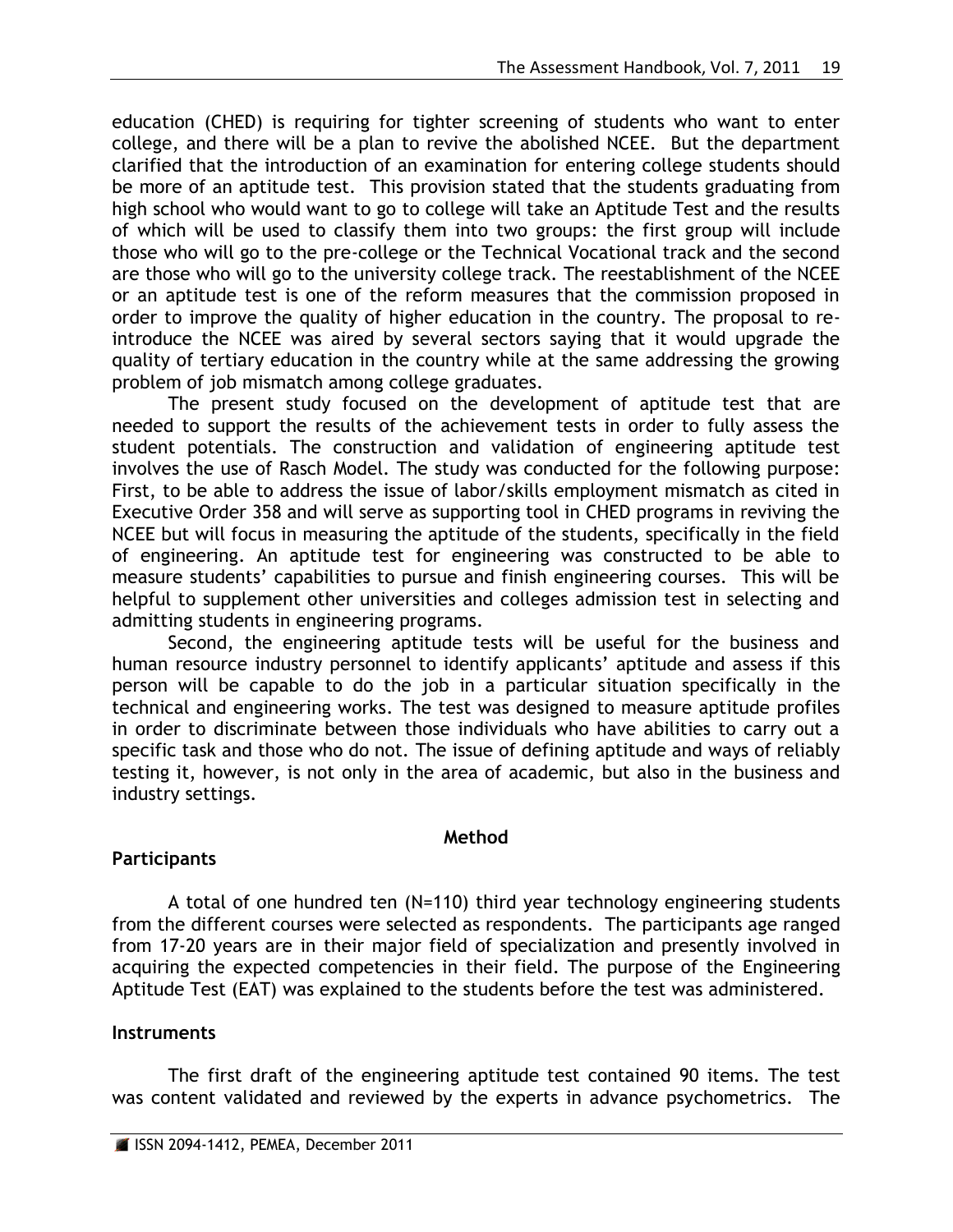education (CHED) is requiring for tighter screening of students who want to enter college, and there will be a plan to revive the abolished NCEE. But the department clarified that the introduction of an examination for entering college students should be more of an aptitude test. This provision stated that the students graduating from high school who would want to go to college will take an Aptitude Test and the results of which will be used to classify them into two groups: the first group will include those who will go to the pre-college or the Technical Vocational track and the second are those who will go to the university college track. The reestablishment of the NCEE or an aptitude test is one of the reform measures that the commission proposed in order to improve the quality of higher education in the country. The proposal to re-introduce the NCEE was aired by several sectors saying that it would upgrade the quality of tertiary education in the country while at the same addressing the growing problem of job mismatch among college graduates.

The present study focused on the development of aptitude test that are needed to support the results of the achievement tests in order to fully assess the student potentials. The construction and validation of engineering aptitude test involves the use of Rasch Model. The study was conducted for the following purpose: First, to be able to address the issue of labor/skills employment mismatch as cited in Executive Order 358 and will serve as supporting tool in CHED programs in reviving the NCEE but will focus in measuring the aptitude of the students, specifically in the field of engineering. An aptitude test for engineering was constructed to be able to measure students' capabilities to pursue and finish engineering courses. This will be helpful to supplement other universities and colleges admission test in selecting and admitting students in engineering programs.

Second, the engineering aptitude tests will be useful for the business and human resource industry personnel to identify applicants' aptitude and assess if this person will be capable to do the job in a particular situation specifically in the technical and engineering works. The test was designed to measure aptitude profiles in order to discriminate between those individuals who have abilities to carry out a specific task and those who do not. The issue of defining aptitude and ways of reliably testing it, however, is not only in the area of academic, but also in the business and industry settings.

## Method

### Participants

A total of one hundred ten (N=110) third year technology engineering students from the different courses were selected as respondents. The participants age ranged from 17-20 years are in their major field of specialization and presently involved in acquiring the expected competencies in their field. The purpose of the Engineering Aptitude Test (EAT) was explained to the students before the test was administered.

### Instruments

The first draft of the engineering aptitude test contained 90 items. The test was content validated and reviewed by the experts in advance psychometrics. The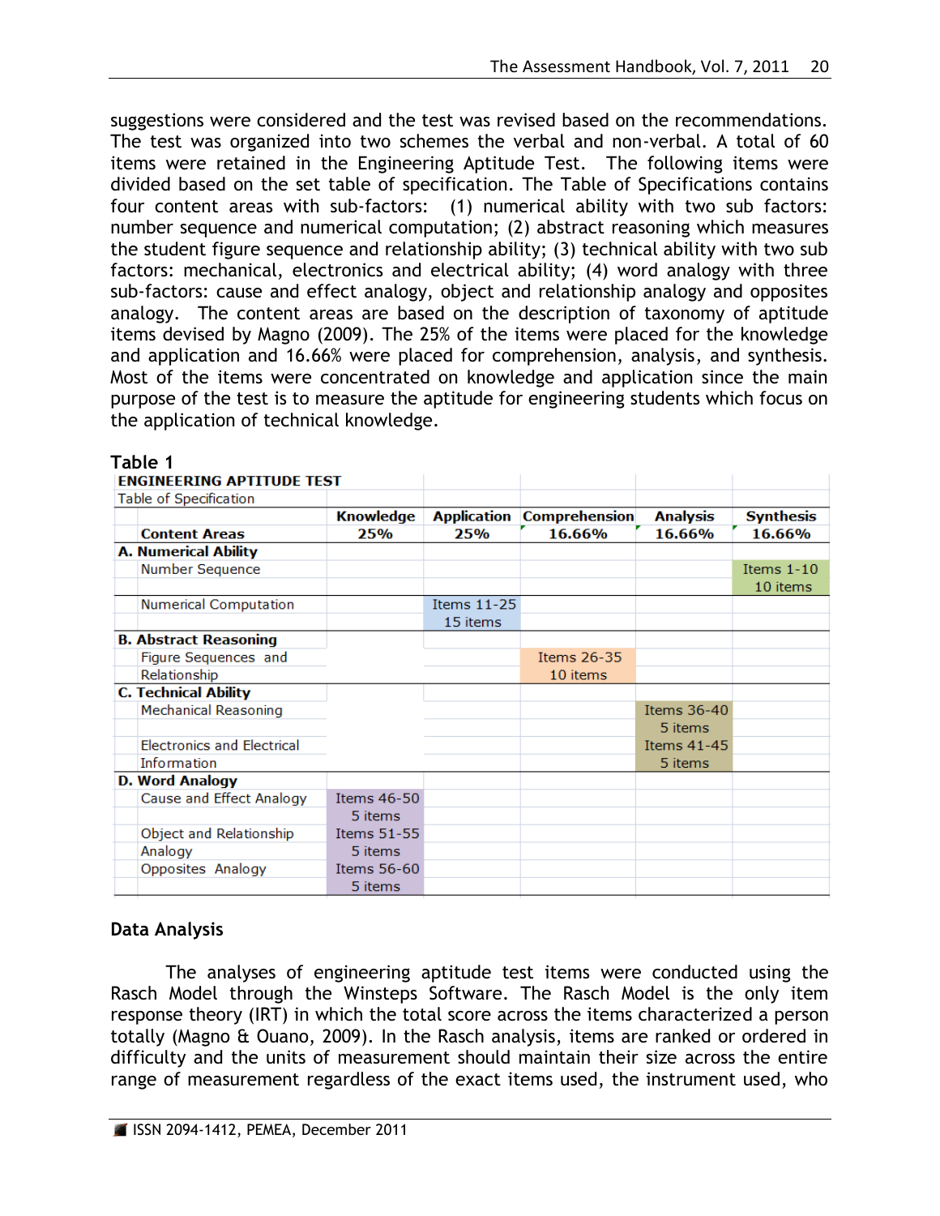suggestions were considered and the test was revised based on the recommendations. The test was organized into two schemes the verbal and non-verbal. A total of 60 items were retained in the Engineering Aptitude Test. The following items were divided based on the set table of specification. The Table of Specifications contains four content areas with sub-factors: (1) numerical ability with two sub factors: number sequence and numerical computation; (2) abstract reasoning which measures the student figure sequence and relationship ability; (3) technical ability with two sub factors: mechanical, electronics and electrical ability; (4) word analogy with three sub-factors: cause and effect analogy, object and relationship analogy and opposites analogy. The content areas are based on the description of taxonomy of aptitude items devised by Magno (2009). The 25% of the items were placed for the knowledge and application and 16.66% were placed for comprehension, analysis, and synthesis. Most of the items were concentrated on knowledge and application since the main purpose of the test is to measure the aptitude for engineering students which focus on the application of technical knowledge.

**Table 1**

**ENGINEERING APTITUDE TEST**
Table of Specification

| Content Areas | Knowledge 25% | Application 25% | Comprehension 16.66% | Analysis 16.66% | Synthesis 16.66% |
|---|---|---|---|---|---|
| **A. Numerical Ability** | | | | | |
| Number Sequence | | | | | Items 1-10<br>10 items |
| Numerical Computation | | Items 11-25<br>15 items | | | |
| **B. Abstract Reasoning** | | | | | |
| Figure Sequences and Relationship | | | Items 26-35<br>10 items | | |
| **C. Technical Ability** | | | | | |
| Mechanical Reasoning | | | | Items 36-40<br>5 items | |
| Electronics and Electrical Information | | | | Items 41-45<br>5 items | |
| **D. Word Analogy** | | | | | |
| Cause and Effect Analogy | Items 46-50<br>5 items | | | | |
| Object and Relationship Analogy | Items 51-55<br>5 items | | | | |
| Opposites Analogy | Items 56-60<br>5 items | | | | |

## Data Analysis

The analyses of engineering aptitude test items were conducted using the Rasch Model through the Winsteps Software. The Rasch Model is the only item response theory (IRT) in which the total score across the items characterized a person totally (Magno & Ouano, 2009). In the Rasch analysis, items are ranked or ordered in difficulty and the units of measurement should maintain their size across the entire range of measurement regardless of the exact items used, the instrument used, who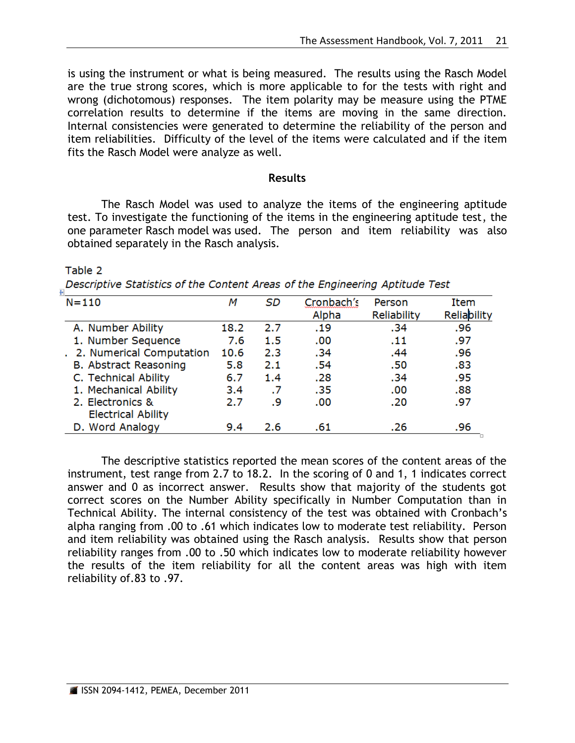is using the instrument or what is being measured. The results using the Rasch Model are the true strong scores, which is more applicable to for the tests with right and wrong (dichotomous) responses. The item polarity may be measure using the PTME correlation results to determine if the items are moving in the same direction. Internal consistencies were generated to determine the reliability of the person and item reliabilities. Difficulty of the level of the items were calculated and if the item fits the Rasch Model were analyze as well.

## Results

The Rasch Model was used to analyze the items of the engineering aptitude test. To investigate the functioning of the items in the engineering aptitude test, the one parameter Rasch model was used. The person and item reliability was also obtained separately in the Rasch analysis.

Table 2

*Descriptive Statistics of the Content Areas of the Engineering Aptitude Test*

| N=110 | *M* | *SD* | Cronbach's Alpha | Person Reliability | Item Reliability |
|---|---|---|---|---|---|
| A. Number Ability | 18.2 | 2.7 | .19 | .34 | .96 |
| 1. Number Sequence | 7.6 | 1.5 | .00 | .11 | .97 |
| 2. Numerical Computation | 10.6 | 2.3 | .34 | .44 | .96 |
| B. Abstract Reasoning | 5.8 | 2.1 | .54 | .50 | .83 |
| C. Technical Ability | 6.7 | 1.4 | .28 | .34 | .95 |
| 1. Mechanical Ability | 3.4 | .7 | .35 | .00 | .88 |
| 2. Electronics & Electrical Ability | 2.7 | .9 | .00 | .20 | .97 |
| D. Word Analogy | 9.4 | 2.6 | .61 | .26 | .96 |

The descriptive statistics reported the mean scores of the content areas of the instrument, test range from 2.7 to 18.2. In the scoring of 0 and 1, 1 indicates correct answer and 0 as incorrect answer. Results show that majority of the students got correct scores on the Number Ability specifically in Number Computation than in Technical Ability. The internal consistency of the test was obtained with Cronbach's alpha ranging from .00 to .61 which indicates low to moderate test reliability. Person and item reliability was obtained using the Rasch analysis. Results show that person reliability ranges from .00 to .50 which indicates low to moderate reliability however the results of the item reliability for all the content areas was high with item reliability of.83 to .97.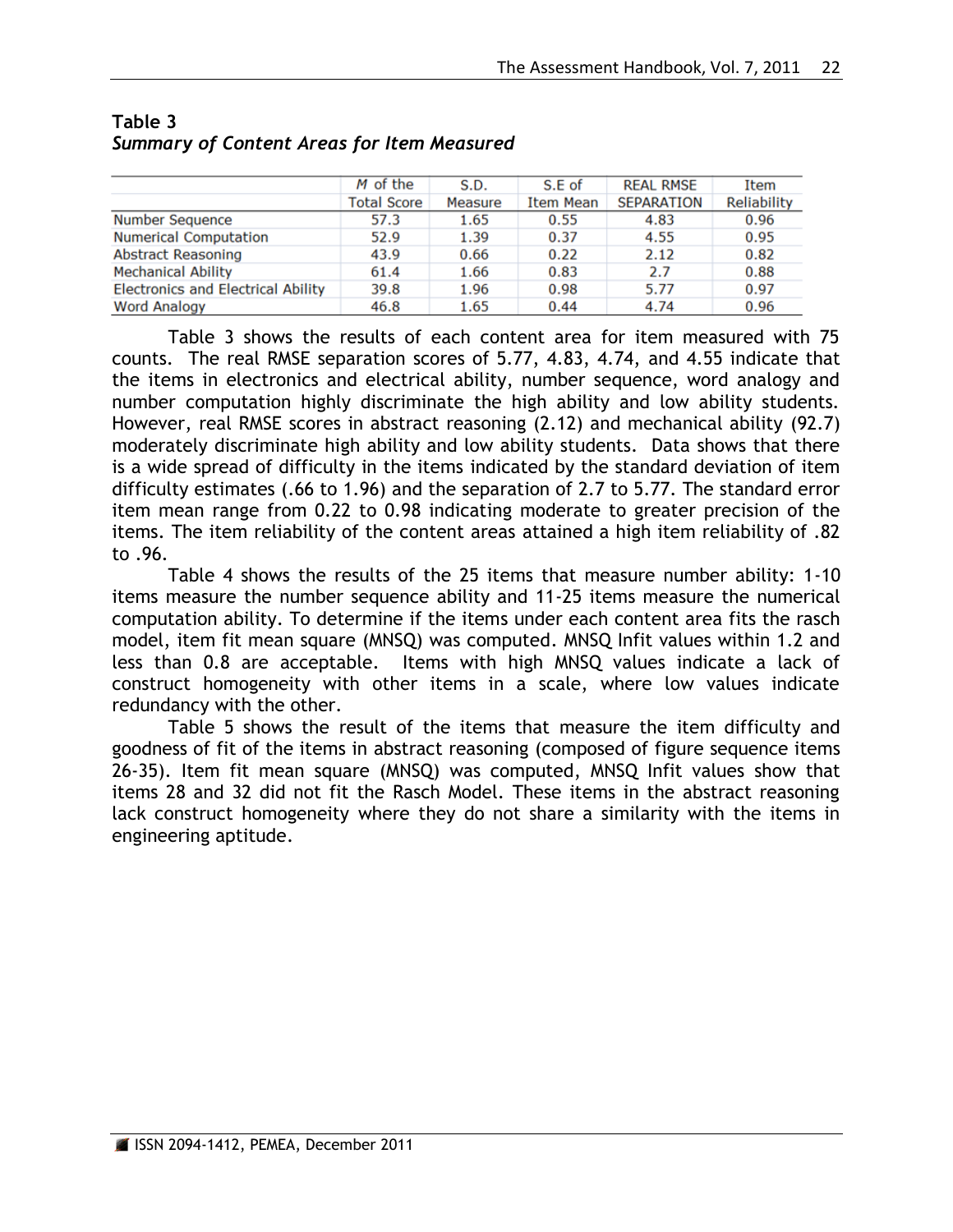**Table 3**
***Summary of Content Areas for Item Measured***

| | *M* of the Total Score | S.D. Measure | S.E of Item Mean | REAL RMSE SEPARATION | Item Reliability |
|---|---|---|---|---|---|
| Number Sequence | 57.3 | 1.65 | 0.55 | 4.83 | 0.96 |
| Numerical Computation | 52.9 | 1.39 | 0.37 | 4.55 | 0.95 |
| Abstract Reasoning | 43.9 | 0.66 | 0.22 | 2.12 | 0.82 |
| Mechanical Ability | 61.4 | 1.66 | 0.83 | 2.7 | 0.88 |
| Electronics and Electrical Ability | 39.8 | 1.96 | 0.98 | 5.77 | 0.97 |
| Word Analogy | 46.8 | 1.65 | 0.44 | 4.74 | 0.96 |

Table 3 shows the results of each content area for item measured with 75 counts. The real RMSE separation scores of 5.77, 4.83, 4.74, and 4.55 indicate that the items in electronics and electrical ability, number sequence, word analogy and number computation highly discriminate the high ability and low ability students. However, real RMSE scores in abstract reasoning (2.12) and mechanical ability (92.7) moderately discriminate high ability and low ability students. Data shows that there is a wide spread of difficulty in the items indicated by the standard deviation of item difficulty estimates (.66 to 1.96) and the separation of 2.7 to 5.77. The standard error item mean range from 0.22 to 0.98 indicating moderate to greater precision of the items. The item reliability of the content areas attained a high item reliability of .82 to .96.

Table 4 shows the results of the 25 items that measure number ability: 1-10 items measure the number sequence ability and 11-25 items measure the numerical computation ability. To determine if the items under each content area fits the rasch model, item fit mean square (MNSQ) was computed. MNSQ Infit values within 1.2 and less than 0.8 are acceptable. Items with high MNSQ values indicate a lack of construct homogeneity with other items in a scale, where low values indicate redundancy with the other.

Table 5 shows the result of the items that measure the item difficulty and goodness of fit of the items in abstract reasoning (composed of figure sequence items 26-35). Item fit mean square (MNSQ) was computed, MNSQ Infit values show that items 28 and 32 did not fit the Rasch Model. These items in the abstract reasoning lack construct homogeneity where they do not share a similarity with the items in engineering aptitude.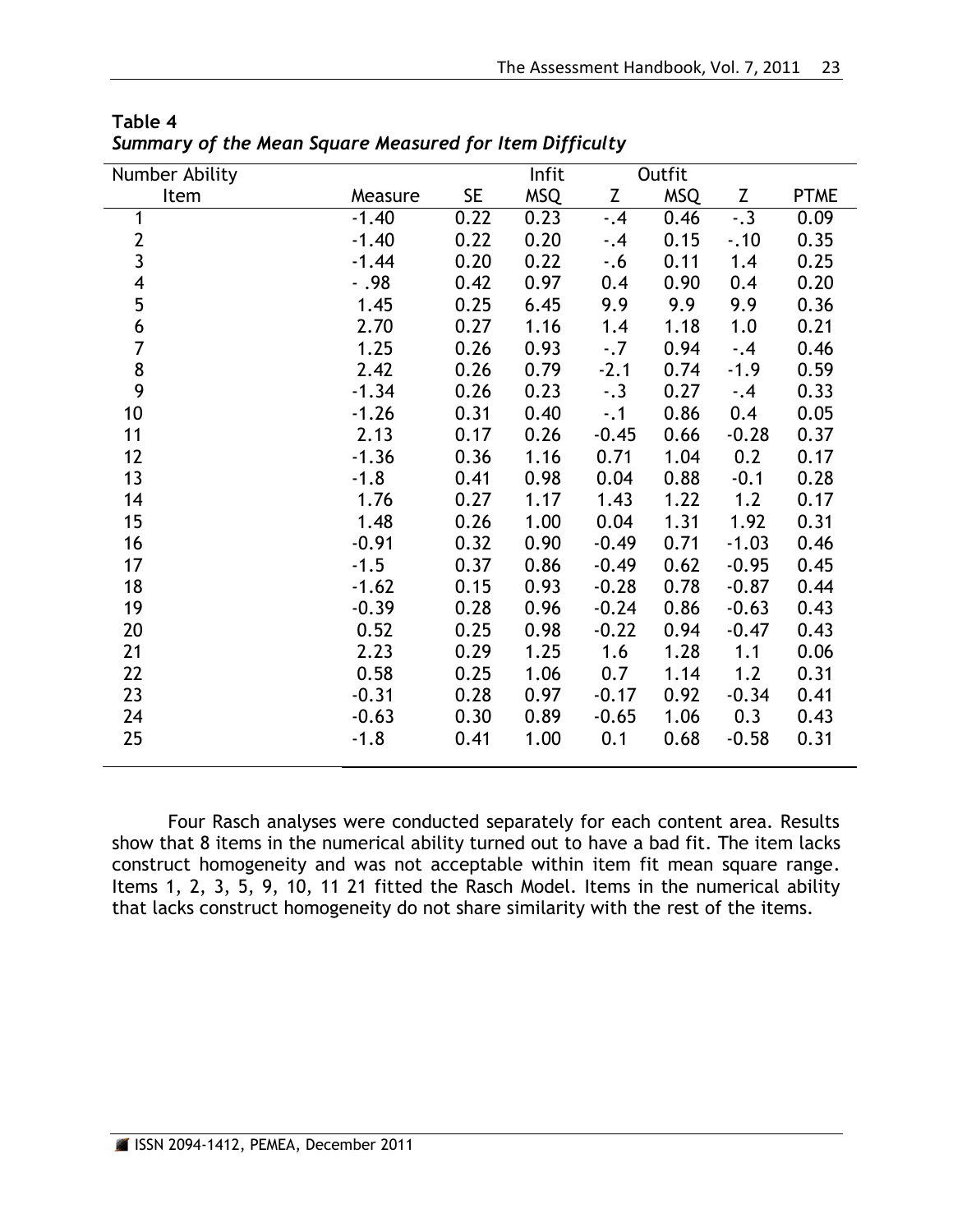**Table 4**
***Summary of the Mean Square Measured for Item Difficulty***

| Number Ability | | | Infit | | Outfit | | |
|---|---|---|---|---|---|---|---|
| Item | Measure | SE | MSQ | Z | MSQ | Z | PTME |
| 1 | -1.40 | 0.22 | 0.23 | -.4 | 0.46 | -.3 | 0.09 |
| 2 | -1.40 | 0.22 | 0.20 | -.4 | 0.15 | -.10 | 0.35 |
| 3 | -1.44 | 0.20 | 0.22 | -.6 | 0.11 | 1.4 | 0.25 |
| 4 | - .98 | 0.42 | 0.97 | 0.4 | 0.90 | 0.4 | 0.20 |
| 5 | 1.45 | 0.25 | 6.45 | 9.9 | 9.9 | 9.9 | 0.36 |
| 6 | 2.70 | 0.27 | 1.16 | 1.4 | 1.18 | 1.0 | 0.21 |
| 7 | 1.25 | 0.26 | 0.93 | -.7 | 0.94 | -.4 | 0.46 |
| 8 | 2.42 | 0.26 | 0.79 | -2.1 | 0.74 | -1.9 | 0.59 |
| 9 | -1.34 | 0.26 | 0.23 | -.3 | 0.27 | -.4 | 0.33 |
| 10 | -1.26 | 0.31 | 0.40 | -.1 | 0.86 | 0.4 | 0.05 |
| 11 | 2.13 | 0.17 | 0.26 | -0.45 | 0.66 | -0.28 | 0.37 |
| 12 | -1.36 | 0.36 | 1.16 | 0.71 | 1.04 | 0.2 | 0.17 |
| 13 | -1.8 | 0.41 | 0.98 | 0.04 | 0.88 | -0.1 | 0.28 |
| 14 | 1.76 | 0.27 | 1.17 | 1.43 | 1.22 | 1.2 | 0.17 |
| 15 | 1.48 | 0.26 | 1.00 | 0.04 | 1.31 | 1.92 | 0.31 |
| 16 | -0.91 | 0.32 | 0.90 | -0.49 | 0.71 | -1.03 | 0.46 |
| 17 | -1.5 | 0.37 | 0.86 | -0.49 | 0.62 | -0.95 | 0.45 |
| 18 | -1.62 | 0.15 | 0.93 | -0.28 | 0.78 | -0.87 | 0.44 |
| 19 | -0.39 | 0.28 | 0.96 | -0.24 | 0.86 | -0.63 | 0.43 |
| 20 | 0.52 | 0.25 | 0.98 | -0.22 | 0.94 | -0.47 | 0.43 |
| 21 | 2.23 | 0.29 | 1.25 | 1.6 | 1.28 | 1.1 | 0.06 |
| 22 | 0.58 | 0.25 | 1.06 | 0.7 | 1.14 | 1.2 | 0.31 |
| 23 | -0.31 | 0.28 | 0.97 | -0.17 | 0.92 | -0.34 | 0.41 |
| 24 | -0.63 | 0.30 | 0.89 | -0.65 | 1.06 | 0.3 | 0.43 |
| 25 | -1.8 | 0.41 | 1.00 | 0.1 | 0.68 | -0.58 | 0.31 |

Four Rasch analyses were conducted separately for each content area. Results show that 8 items in the numerical ability turned out to have a bad fit. The item lacks construct homogeneity and was not acceptable within item fit mean square range. Items 1, 2, 3, 5, 9, 10, 11 21 fitted the Rasch Model. Items in the numerical ability that lacks construct homogeneity do not share similarity with the rest of the items.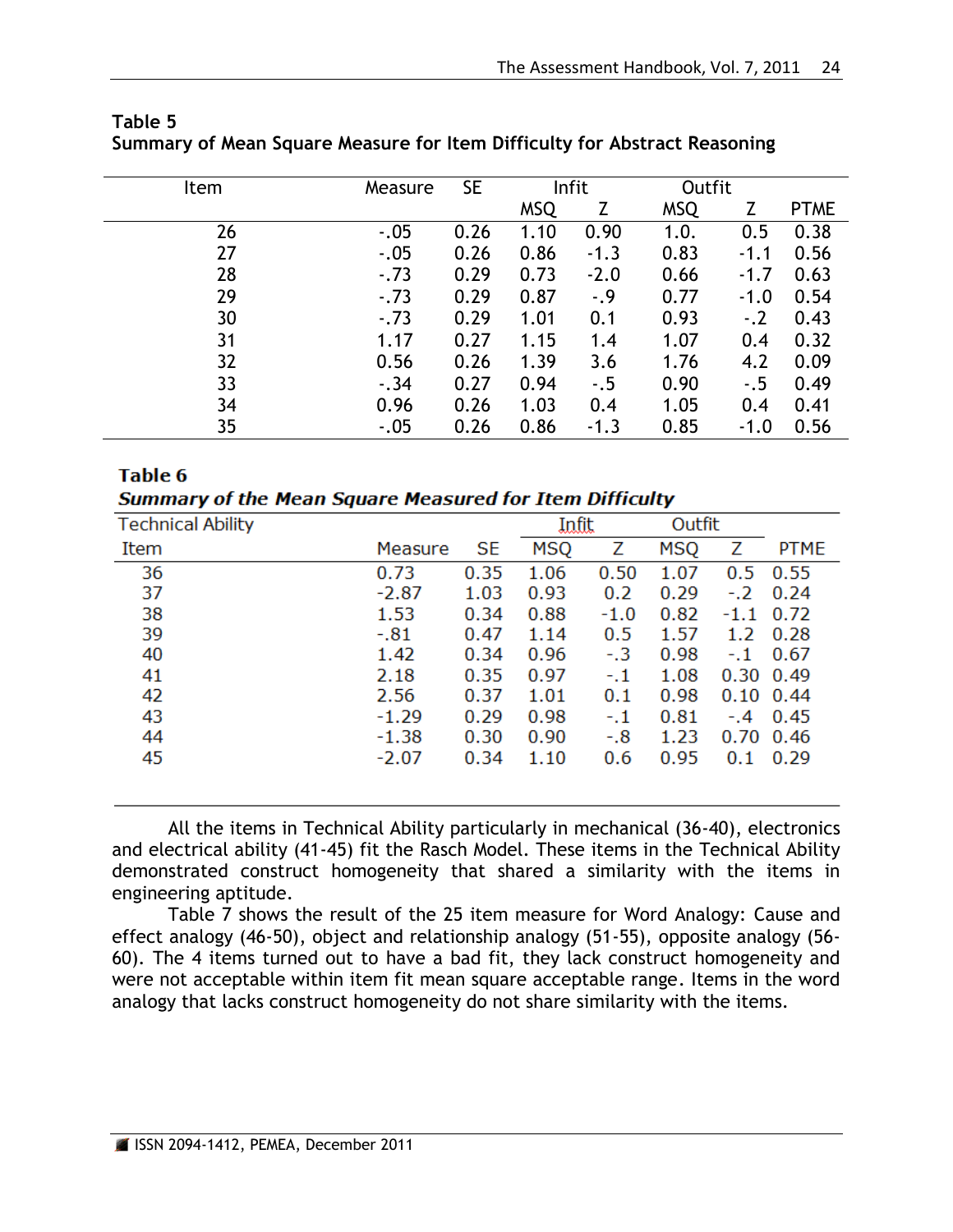**Table 5**
**Summary of Mean Square Measure for Item Difficulty for Abstract Reasoning**

| Item | Measure | SE | Infit | | Outfit | | |
|---|---|---|---|---|---|---|---|
| | | | MSQ | Z | MSQ | Z | PTME |
| 26 | -.05 | 0.26 | 1.10 | 0.90 | 1.0. | 0.5 | 0.38 |
| 27 | -.05 | 0.26 | 0.86 | -1.3 | 0.83 | -1.1 | 0.56 |
| 28 | -.73 | 0.29 | 0.73 | -2.0 | 0.66 | -1.7 | 0.63 |
| 29 | -.73 | 0.29 | 0.87 | -.9 | 0.77 | -1.0 | 0.54 |
| 30 | -.73 | 0.29 | 1.01 | 0.1 | 0.93 | -.2 | 0.43 |
| 31 | 1.17 | 0.27 | 1.15 | 1.4 | 1.07 | 0.4 | 0.32 |
| 32 | 0.56 | 0.26 | 1.39 | 3.6 | 1.76 | 4.2 | 0.09 |
| 33 | -.34 | 0.27 | 0.94 | -.5 | 0.90 | -.5 | 0.49 |
| 34 | 0.96 | 0.26 | 1.03 | 0.4 | 1.05 | 0.4 | 0.41 |
| 35 | -.05 | 0.26 | 0.86 | -1.3 | 0.85 | -1.0 | 0.56 |

**Table 6**
***Summary of the Mean Square Measured for Item Difficulty***

| Technical Ability | | | Infit | | Outfit | | |
|---|---|---|---|---|---|---|---|
| Item | Measure | SE | MSQ | Z | MSQ | Z | PTME |
| 36 | 0.73 | 0.35 | 1.06 | 0.50 | 1.07 | 0.5 | 0.55 |
| 37 | -2.87 | 1.03 | 0.93 | 0.2 | 0.29 | -.2 | 0.24 |
| 38 | 1.53 | 0.34 | 0.88 | -1.0 | 0.82 | -1.1 | 0.72 |
| 39 | -.81 | 0.47 | 1.14 | 0.5 | 1.57 | 1.2 | 0.28 |
| 40 | 1.42 | 0.34 | 0.96 | -.3 | 0.98 | -.1 | 0.67 |
| 41 | 2.18 | 0.35 | 0.97 | -.1 | 1.08 | 0.30 | 0.49 |
| 42 | 2.56 | 0.37 | 1.01 | 0.1 | 0.98 | 0.10 | 0.44 |
| 43 | -1.29 | 0.29 | 0.98 | -.1 | 0.81 | -.4 | 0.45 |
| 44 | -1.38 | 0.30 | 0.90 | -.8 | 1.23 | 0.70 | 0.46 |
| 45 | -2.07 | 0.34 | 1.10 | 0.6 | 0.95 | 0.1 | 0.29 |

All the items in Technical Ability particularly in mechanical (36-40), electronics and electrical ability (41-45) fit the Rasch Model. These items in the Technical Ability demonstrated construct homogeneity that shared a similarity with the items in engineering aptitude.

Table 7 shows the result of the 25 item measure for Word Analogy: Cause and effect analogy (46-50), object and relationship analogy (51-55), opposite analogy (56-60). The 4 items turned out to have a bad fit, they lack construct homogeneity and were not acceptable within item fit mean square acceptable range. Items in the word analogy that lacks construct homogeneity do not share similarity with the items.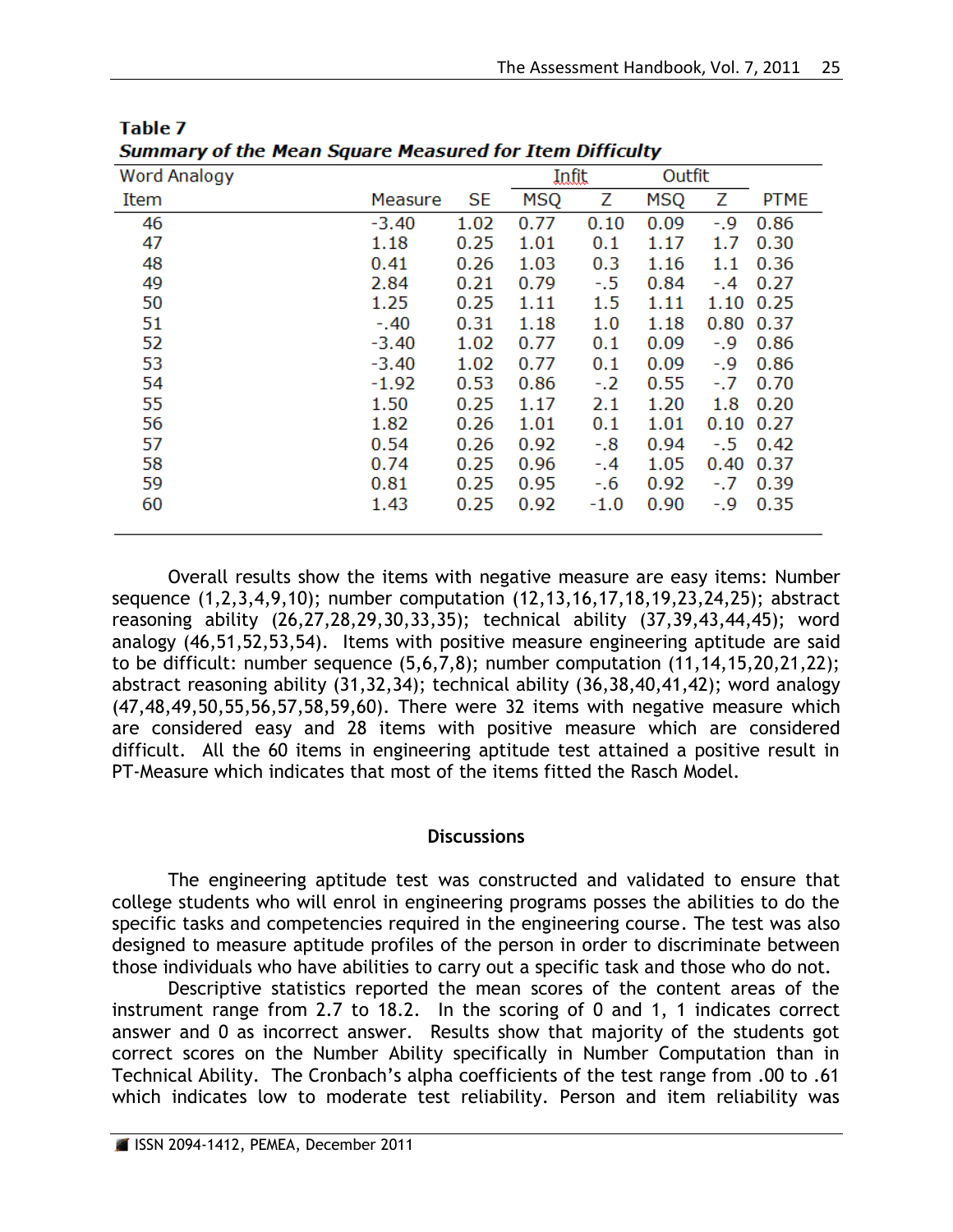**Table 7**

***Summary of the Mean Square Measured for Item Difficulty***

| Word Analogy | | | Infit | | Outfit | | |
|---|---|---|---|---|---|---|---|
| Item | Measure | SE | MSQ | Z | MSQ | Z | PTME |
| 46 | -3.40 | 1.02 | 0.77 | 0.10 | 0.09 | -.9 | 0.86 |
| 47 | 1.18 | 0.25 | 1.01 | 0.1 | 1.17 | 1.7 | 0.30 |
| 48 | 0.41 | 0.26 | 1.03 | 0.3 | 1.16 | 1.1 | 0.36 |
| 49 | 2.84 | 0.21 | 0.79 | -.5 | 0.84 | -.4 | 0.27 |
| 50 | 1.25 | 0.25 | 1.11 | 1.5 | 1.11 | 1.10 | 0.25 |
| 51 | -.40 | 0.31 | 1.18 | 1.0 | 1.18 | 0.80 | 0.37 |
| 52 | -3.40 | 1.02 | 0.77 | 0.1 | 0.09 | -.9 | 0.86 |
| 53 | -3.40 | 1.02 | 0.77 | 0.1 | 0.09 | -.9 | 0.86 |
| 54 | -1.92 | 0.53 | 0.86 | -.2 | 0.55 | -.7 | 0.70 |
| 55 | 1.50 | 0.25 | 1.17 | 2.1 | 1.20 | 1.8 | 0.20 |
| 56 | 1.82 | 0.26 | 1.01 | 0.1 | 1.01 | 0.10 | 0.27 |
| 57 | 0.54 | 0.26 | 0.92 | -.8 | 0.94 | -.5 | 0.42 |
| 58 | 0.74 | 0.25 | 0.96 | -.4 | 1.05 | 0.40 | 0.37 |
| 59 | 0.81 | 0.25 | 0.95 | -.6 | 0.92 | -.7 | 0.39 |
| 60 | 1.43 | 0.25 | 0.92 | -1.0 | 0.90 | -.9 | 0.35 |

Overall results show the items with negative measure are easy items: Number sequence (1,2,3,4,9,10); number computation (12,13,16,17,18,19,23,24,25); abstract reasoning ability (26,27,28,29,30,33,35); technical ability (37,39,43,44,45); word analogy (46,51,52,53,54). Items with positive measure engineering aptitude are said to be difficult: number sequence (5,6,7,8); number computation (11,14,15,20,21,22); abstract reasoning ability (31,32,34); technical ability (36,38,40,41,42); word analogy (47,48,49,50,55,56,57,58,59,60). There were 32 items with negative measure which are considered easy and 28 items with positive measure which are considered difficult. All the 60 items in engineering aptitude test attained a positive result in PT-Measure which indicates that most of the items fitted the Rasch Model.

## Discussions

The engineering aptitude test was constructed and validated to ensure that college students who will enrol in engineering programs posses the abilities to do the specific tasks and competencies required in the engineering course. The test was also designed to measure aptitude profiles of the person in order to discriminate between those individuals who have abilities to carry out a specific task and those who do not.

Descriptive statistics reported the mean scores of the content areas of the instrument range from 2.7 to 18.2. In the scoring of 0 and 1, 1 indicates correct answer and 0 as incorrect answer. Results show that majority of the students got correct scores on the Number Ability specifically in Number Computation than in Technical Ability. The Cronbach's alpha coefficients of the test range from .00 to .61 which indicates low to moderate test reliability. Person and item reliability was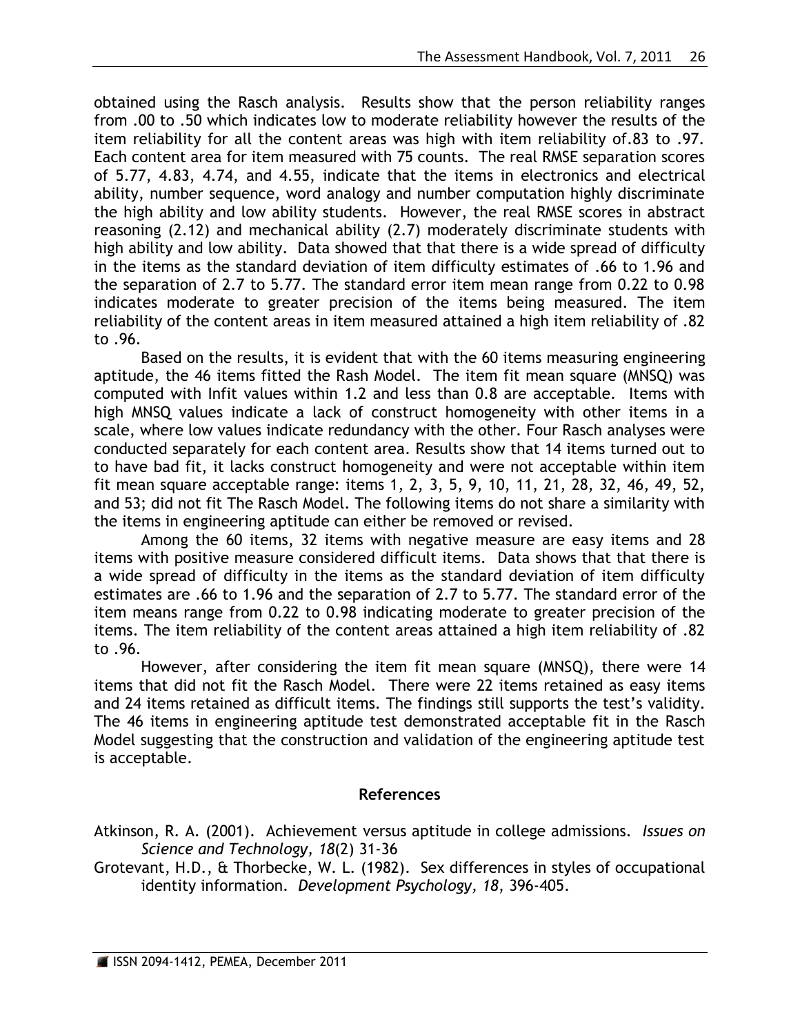obtained using the Rasch analysis. Results show that the person reliability ranges from .00 to .50 which indicates low to moderate reliability however the results of the item reliability for all the content areas was high with item reliability of.83 to .97. Each content area for item measured with 75 counts. The real RMSE separation scores of 5.77, 4.83, 4.74, and 4.55, indicate that the items in electronics and electrical ability, number sequence, word analogy and number computation highly discriminate the high ability and low ability students. However, the real RMSE scores in abstract reasoning (2.12) and mechanical ability (2.7) moderately discriminate students with high ability and low ability. Data showed that that there is a wide spread of difficulty in the items as the standard deviation of item difficulty estimates of .66 to 1.96 and the separation of 2.7 to 5.77. The standard error item mean range from 0.22 to 0.98 indicates moderate to greater precision of the items being measured. The item reliability of the content areas in item measured attained a high item reliability of .82 to .96.

Based on the results, it is evident that with the 60 items measuring engineering aptitude, the 46 items fitted the Rash Model. The item fit mean square (MNSQ) was computed with Infit values within 1.2 and less than 0.8 are acceptable. Items with high MNSQ values indicate a lack of construct homogeneity with other items in a scale, where low values indicate redundancy with the other. Four Rasch analyses were conducted separately for each content area. Results show that 14 items turned out to have bad fit, it lacks construct homogeneity and were not acceptable within item fit mean square acceptable range: items 1, 2, 3, 5, 9, 10, 11, 21, 28, 32, 46, 49, 52, and 53; did not fit The Rasch Model. The following items do not share a similarity with the items in engineering aptitude can either be removed or revised.

Among the 60 items, 32 items with negative measure are easy items and 28 items with positive measure considered difficult items. Data shows that that there is a wide spread of difficulty in the items as the standard deviation of item difficulty estimates are .66 to 1.96 and the separation of 2.7 to 5.77. The standard error of the item means range from 0.22 to 0.98 indicating moderate to greater precision of the items. The item reliability of the content areas attained a high item reliability of .82 to .96.

However, after considering the item fit mean square (MNSQ), there were 14 items that did not fit the Rasch Model. There were 22 items retained as easy items and 24 items retained as difficult items. The findings still supports the test's validity. The 46 items in engineering aptitude test demonstrated acceptable fit in the Rasch Model suggesting that the construction and validation of the engineering aptitude test is acceptable.

## References

Atkinson, R. A. (2001). Achievement versus aptitude in college admissions. *Issues on Science and Technology, 18*(2) 31-36

Grotevant, H.D., & Thorbecke, W. L. (1982). Sex differences in styles of occupational identity information. *Development Psychology, 18*, 396-405.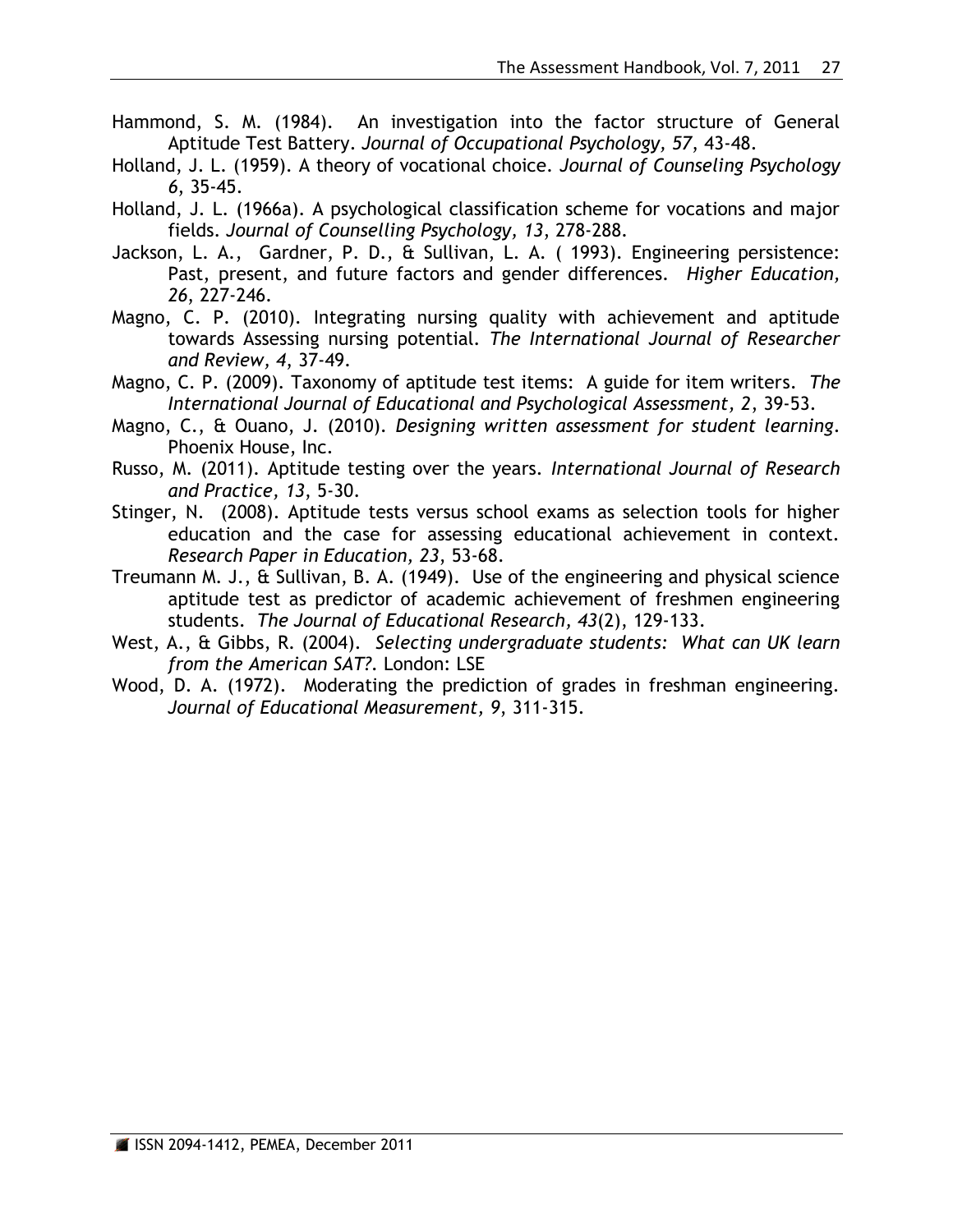Hammond, S. M. (1984). An investigation into the factor structure of General Aptitude Test Battery. *Journal of Occupational Psychology, 57*, 43-48.

Holland, J. L. (1959). A theory of vocational choice. *Journal of Counseling Psychology 6*, 35-45.

Holland, J. L. (1966a). A psychological classification scheme for vocations and major fields. *Journal of Counselling Psychology, 13*, 278-288.

Jackson, L. A., Gardner, P. D., & Sullivan, L. A. ( 1993). Engineering persistence: Past, present, and future factors and gender differences. *Higher Education, 26*, 227-246.

Magno, C. P. (2010). Integrating nursing quality with achievement and aptitude towards Assessing nursing potential. *The International Journal of Researcher and Review, 4*, 37-49.

Magno, C. P. (2009). Taxonomy of aptitude test items: A guide for item writers. *The International Journal of Educational and Psychological Assessment, 2*, 39-53.

Magno, C., & Ouano, J. (2010). *Designing written assessment for student learning*. Phoenix House, Inc.

Russo, M. (2011). Aptitude testing over the years. *International Journal of Research and Practice, 13*, 5-30.

Stinger, N. (2008). Aptitude tests versus school exams as selection tools for higher education and the case for assessing educational achievement in context. *Research Paper in Education, 23*, 53-68.

Treumann M. J., & Sullivan, B. A. (1949). Use of the engineering and physical science aptitude test as predictor of academic achievement of freshmen engineering students. *The Journal of Educational Research, 43*(2), 129-133.

West, A., & Gibbs, R. (2004). *Selecting undergraduate students: What can UK learn from the American SAT?*. London: LSE

Wood, D. A. (1972). Moderating the prediction of grades in freshman engineering. *Journal of Educational Measurement, 9*, 311-315.